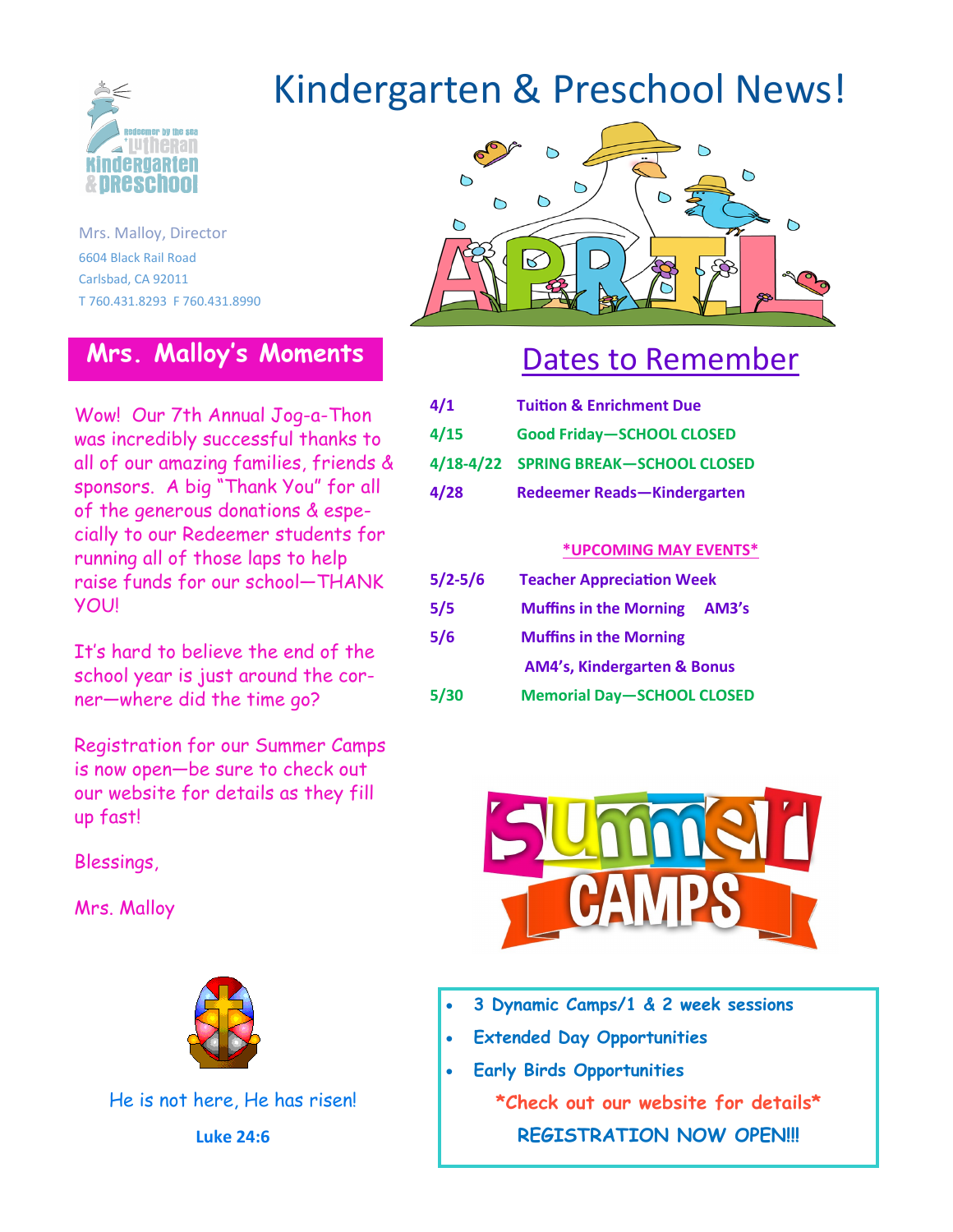# Kindergarten & Preschool News!

Mrs. Malloy, Director
6604 Black Rail Road
Carlsbad, CA 92011
T 760.431.8293 F 760.431.8990

## Mrs. Malloy's Moments

Wow! Our 7th Annual Jog-a-Thon was incredibly successful thanks to all of our amazing families, friends & sponsors. A big "Thank You" for all of the generous donations & especially to our Redeemer students for running all of those laps to help raise funds for our school—THANK YOU!

It's hard to believe the end of the school year is just around the corner—where did the time go?

Registration for our Summer Camps is now open—be sure to check out our website for details as they fill up fast!

Blessings,

Mrs. Malloy

He is not here, He has risen!

**Luke 24:6**

## Dates to Remember

| | |
|---|---|
| **4/1** | **Tuition & Enrichment Due** |
| **4/15** | **Good Friday—SCHOOL CLOSED** |
| **4/18-4/22** | **SPRING BREAK—SCHOOL CLOSED** |
| **4/28** | **Redeemer Reads—Kindergarten** |

**\*UPCOMING MAY EVENTS\***

| | |
|---|---|
| **5/2-5/6** | **Teacher Appreciation Week** |
| **5/5** | **Muffins in the Morning AM3's** |
| **5/6** | **Muffins in the Morning AM4's, Kindergarten & Bonus** |
| **5/30** | **Memorial Day—SCHOOL CLOSED** |

## Summer CAMPS

- **3 Dynamic Camps/1 & 2 week sessions**
- **Extended Day Opportunities**
- **Early Birds Opportunities**

**\*Check out our website for details\***

**REGISTRATION NOW OPEN!!!**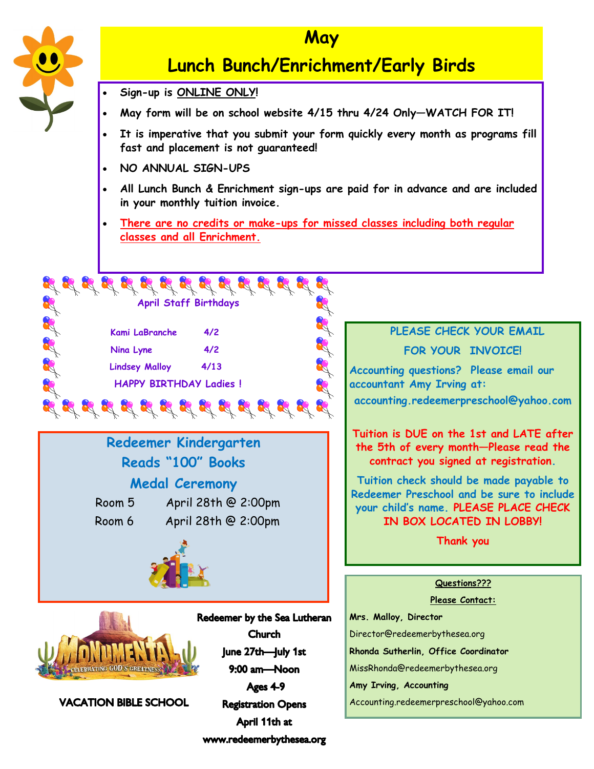# May

# Lunch Bunch/Enrichment/Early Birds

- Sign-up is ONLINE ONLY!
- May form will be on school website 4/15 thru 4/24 Only—WATCH FOR IT!
- It is imperative that you submit your form quickly every month as programs fill fast and placement is not guaranteed!
- NO ANNUAL SIGN-UPS
- All Lunch Bunch & Enrichment sign-ups are paid for in advance and are included in your monthly tuition invoice.
- There are no credits or make-ups for missed classes including both regular classes and all Enrichment.

## April Staff Birthdays

| | |
|---|---|
| Kami LaBranche | 4/2 |
| Nina Lyne | 4/2 |
| Lindsey Malloy | 4/13 |

HAPPY BIRTHDAY Ladies !

## Redeemer Kindergarten Reads "100" Books Medal Ceremony

| | |
|---|---|
| Room 5 | April 28th @ 2:00pm |
| Room 6 | April 28th @ 2:00pm |

## VACATION BIBLE SCHOOL

Redeemer by the Sea Lutheran Church
June 27th—July 1st
9:00 am—Noon
Ages 4-9
Registration Opens April 11th at www.redeemerbythesea.org

**PLEASE CHECK YOUR EMAIL FOR YOUR INVOICE!**

Accounting questions? Please email our accountant Amy Irving at:
accounting.redeemerpreschool@yahoo.com

Tuition is DUE on the 1st and LATE after the 5th of every month—Please read the contract you signed at registration.

Tuition check should be made payable to Redeemer Preschool and be sure to include your child's name. PLEASE PLACE CHECK IN BOX LOCATED IN LOBBY!

Thank you

**Questions???**

**Please Contact:**

**Mrs. Malloy, Director**
Director@redeemerbythesea.org

**Rhonda Sutherlin, Office Coordinator**
MissRhonda@redeemerbythesea.org

**Amy Irving, Accounting**
Accounting.redeemerpreschool@yahoo.com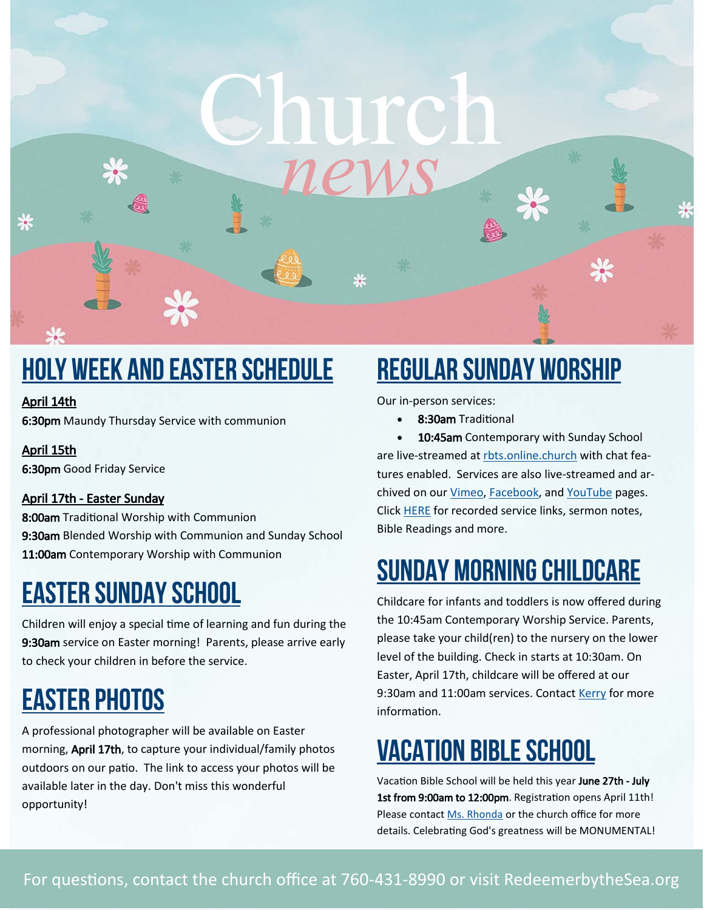# Church *news*

## Holy Week and Easter Schedule

**April 14th**
**6:30pm** Maundy Thursday Service with communion

**April 15th**
**6:30pm** Good Friday Service

**April 17th - Easter Sunday**
**8:00am** Traditional Worship with Communion
**9:30am** Blended Worship with Communion and Sunday School
**11:00am** Contemporary Worship with Communion

## Easter Sunday School

Children will enjoy a special time of learning and fun during the **9:30am** service on Easter morning! Parents, please arrive early to check your children in before the service.

## Easter Photos

A professional photographer will be available on Easter morning, **April 17th**, to capture your individual/family photos outdoors on our patio. The link to access your photos will be available later in the day. Don't miss this wonderful opportunity!

## Regular Sunday Worship

Our in-person services:

- **8:30am** Traditional
- **10:45am** Contemporary with Sunday School

are live-streamed at [rbts.online.church](rbts.online.church) with chat features enabled. Services are also live-streamed and archived on our Vimeo, Facebook, and YouTube pages. Click HERE for recorded service links, sermon notes, Bible Readings and more.

## Sunday Morning Childcare

Childcare for infants and toddlers is now offered during the 10:45am Contemporary Worship Service. Parents, please take your child(ren) to the nursery on the lower level of the building. Check in starts at 10:30am. On Easter, April 17th, childcare will be offered at our 9:30am and 11:00am services. Contact Kerry for more information.

## Vacation Bible School

Vacation Bible School will be held this year **June 27th - July 1st from 9:00am to 12:00pm**. Registration opens April 11th! Please contact Ms. Rhonda or the church office for more details. Celebrating God's greatness will be MONUMENTAL!

For questions, contact the church office at 760-431-8990 or visit RedeemerbytheSea.org